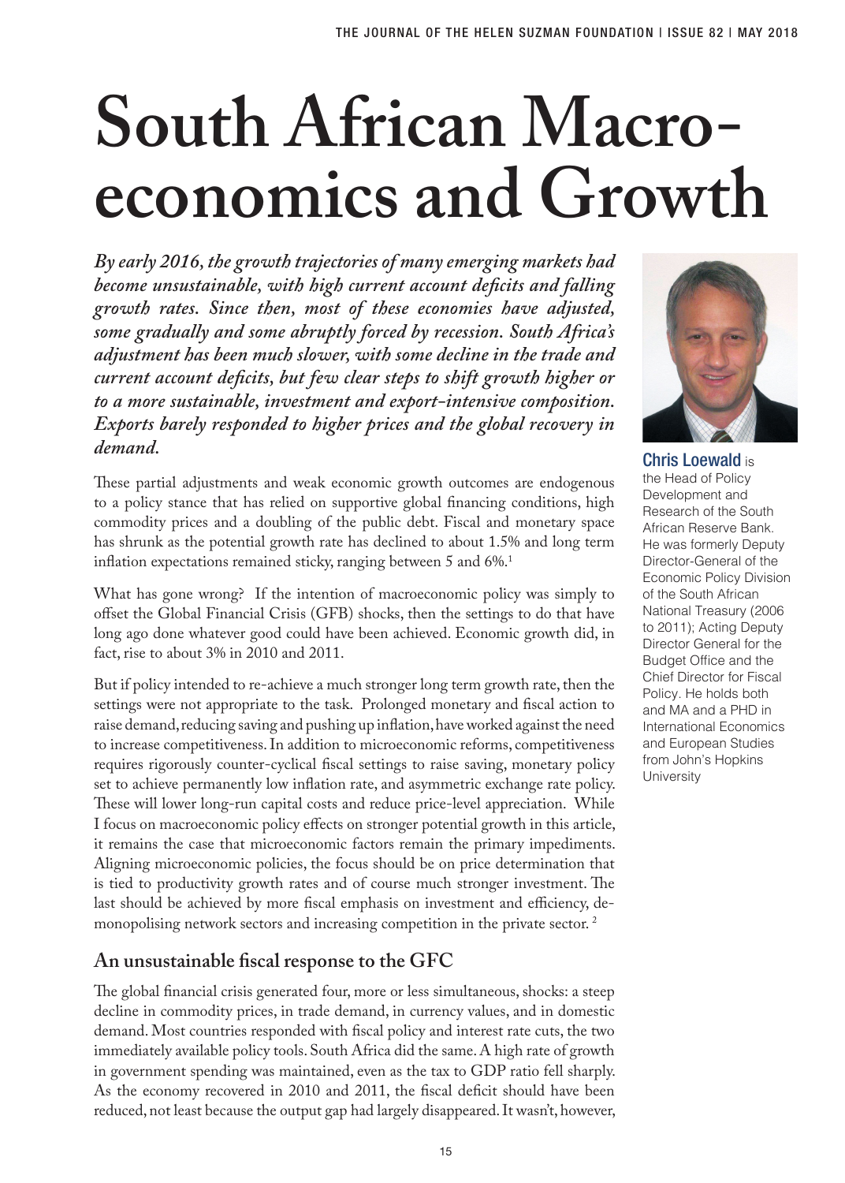# South African Macro-economics and Growth

***By early 2016, the growth trajectories of many emerging markets had become unsustainable, with high current account deficits and falling growth rates. Since then, most of these economies have adjusted, some gradually and some abruptly forced by recession. South Africa's adjustment has been much slower, with some decline in the trade and current account deficits, but few clear steps to shift growth higher or to a more sustainable, investment and export-intensive composition. Exports barely responded to higher prices and the global recovery in demand.***

**Chris Loewald** is the Head of Policy Development and Research of the South African Reserve Bank. He was formerly Deputy Director-General of the Economic Policy Division of the South African National Treasury (2006 to 2011); Acting Deputy Director General for the Budget Office and the Chief Director for Fiscal Policy. He holds both and MA and a PHD in International Economics and European Studies from John's Hopkins University

These partial adjustments and weak economic growth outcomes are endogenous to a policy stance that has relied on supportive global financing conditions, high commodity prices and a doubling of the public debt. Fiscal and monetary space has shrunk as the potential growth rate has declined to about 1.5% and long term inflation expectations remained sticky, ranging between 5 and 6%.[1]

What has gone wrong? If the intention of macroeconomic policy was simply to offset the Global Financial Crisis (GFB) shocks, then the settings to do that have long ago done whatever good could have been achieved. Economic growth did, in fact, rise to about 3% in 2010 and 2011.

But if policy intended to re-achieve a much stronger long term growth rate, then the settings were not appropriate to the task. Prolonged monetary and fiscal action to raise demand, reducing saving and pushing up inflation, have worked against the need to increase competitiveness. In addition to microeconomic reforms, competitiveness requires rigorously counter-cyclical fiscal settings to raise saving, monetary policy set to achieve permanently low inflation rate, and asymmetric exchange rate policy. These will lower long-run capital costs and reduce price-level appreciation. While I focus on macroeconomic policy effects on stronger potential growth in this article, it remains the case that microeconomic factors remain the primary impediments. Aligning microeconomic policies, the focus should be on price determination that is tied to productivity growth rates and of course much stronger investment. The last should be achieved by more fiscal emphasis on investment and efficiency, de-monopolising network sectors and increasing competition in the private sector.[2]

## An unsustainable fiscal response to the GFC

The global financial crisis generated four, more or less simultaneous, shocks: a steep decline in commodity prices, in trade demand, in currency values, and in domestic demand. Most countries responded with fiscal policy and interest rate cuts, the two immediately available policy tools. South Africa did the same. A high rate of growth in government spending was maintained, even as the tax to GDP ratio fell sharply. As the economy recovered in 2010 and 2011, the fiscal deficit should have been reduced, not least because the output gap had largely disappeared. It wasn't, however,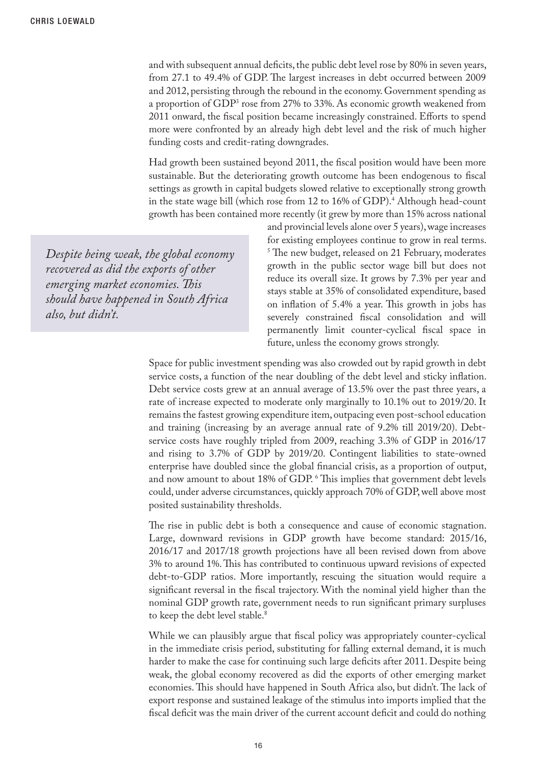and with subsequent annual deficits, the public debt level rose by 80% in seven years, from 27.1 to 49.4% of GDP. The largest increases in debt occurred between 2009 and 2012, persisting through the rebound in the economy. Government spending as a proportion of GDP[3] rose from 27% to 33%. As economic growth weakened from 2011 onward, the fiscal position became increasingly constrained. Efforts to spend more were confronted by an already high debt level and the risk of much higher funding costs and credit-rating downgrades.

Had growth been sustained beyond 2011, the fiscal position would have been more sustainable. But the deteriorating growth outcome has been endogenous to fiscal settings as growth in capital budgets slowed relative to exceptionally strong growth in the state wage bill (which rose from 12 to 16% of GDP).[4] Although head-count growth has been contained more recently (it grew by more than 15% across national and provincial levels alone over 5 years), wage increases for existing employees continue to grow in real terms. [5] The new budget, released on 21 February, moderates growth in the public sector wage bill but does not reduce its overall size. It grows by 7.3% per year and stays stable at 35% of consolidated expenditure, based on inflation of 5.4% a year. This growth in jobs has severely constrained fiscal consolidation and will permanently limit counter-cyclical fiscal space in future, unless the economy grows strongly.

> *Despite being weak, the global economy recovered as did the exports of other emerging market economies. This should have happened in South Africa also, but didn't.*

Space for public investment spending was also crowded out by rapid growth in debt service costs, a function of the near doubling of the debt level and sticky inflation. Debt service costs grew at an annual average of 13.5% over the past three years, a rate of increase expected to moderate only marginally to 10.1% out to 2019/20. It remains the fastest growing expenditure item, outpacing even post-school education and training (increasing by an average annual rate of 9.2% till 2019/20). Debt-service costs have roughly tripled from 2009, reaching 3.3% of GDP in 2016/17 and rising to 3.7% of GDP by 2019/20. Contingent liabilities to state-owned enterprise have doubled since the global financial crisis, as a proportion of output, and now amount to about 18% of GDP. [6] This implies that government debt levels could, under adverse circumstances, quickly approach 70% of GDP, well above most posited sustainability thresholds.

The rise in public debt is both a consequence and cause of economic stagnation. Large, downward revisions in GDP growth have become standard: 2015/16, 2016/17 and 2017/18 growth projections have all been revised down from above 3% to around 1%. This has contributed to continuous upward revisions of expected debt-to-GDP ratios. More importantly, rescuing the situation would require a significant reversal in the fiscal trajectory. With the nominal yield higher than the nominal GDP growth rate, government needs to run significant primary surpluses to keep the debt level stable.[8]

While we can plausibly argue that fiscal policy was appropriately counter-cyclical in the immediate crisis period, substituting for falling external demand, it is much harder to make the case for continuing such large deficits after 2011. Despite being weak, the global economy recovered as did the exports of other emerging market economies. This should have happened in South Africa also, but didn't. The lack of export response and sustained leakage of the stimulus into imports implied that the fiscal deficit was the main driver of the current account deficit and could do nothing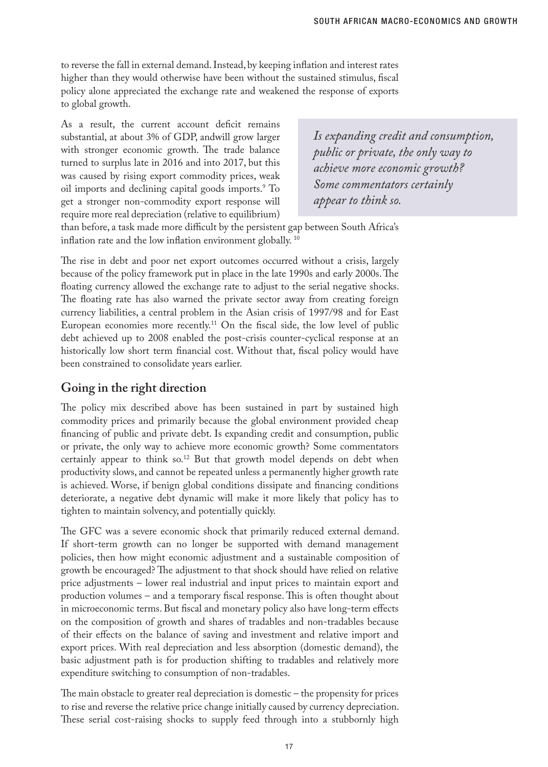to reverse the fall in external demand. Instead, by keeping inflation and interest rates higher than they would otherwise have been without the sustained stimulus, fiscal policy alone appreciated the exchange rate and weakened the response of exports to global growth.

As a result, the current account deficit remains substantial, at about 3% of GDP, andwill grow larger with stronger economic growth. The trade balance turned to surplus late in 2016 and into 2017, but this was caused by rising export commodity prices, weak oil imports and declining capital goods imports.[9] To get a stronger non-commodity export response will require more real depreciation (relative to equilibrium) than before, a task made more difficult by the persistent gap between South Africa's inflation rate and the low inflation environment globally.[10]

*Is expanding credit and consumption, public or private, the only way to achieve more economic growth? Some commentators certainly appear to think so.*

The rise in debt and poor net export outcomes occurred without a crisis, largely because of the policy framework put in place in the late 1990s and early 2000s. The floating currency allowed the exchange rate to adjust to the serial negative shocks. The floating rate has also warned the private sector away from creating foreign currency liabilities, a central problem in the Asian crisis of 1997/98 and for East European economies more recently.[11] On the fiscal side, the low level of public debt achieved up to 2008 enabled the post-crisis counter-cyclical response at an historically low short term financial cost. Without that, fiscal policy would have been constrained to consolidate years earlier.

## Going in the right direction

The policy mix described above has been sustained in part by sustained high commodity prices and primarily because the global environment provided cheap financing of public and private debt. Is expanding credit and consumption, public or private, the only way to achieve more economic growth? Some commentators certainly appear to think so.[12] But that growth model depends on debt when productivity slows, and cannot be repeated unless a permanently higher growth rate is achieved. Worse, if benign global conditions dissipate and financing conditions deteriorate, a negative debt dynamic will make it more likely that policy has to tighten to maintain solvency, and potentially quickly.

The GFC was a severe economic shock that primarily reduced external demand. If short-term growth can no longer be supported with demand management policies, then how might economic adjustment and a sustainable composition of growth be encouraged? The adjustment to that shock should have relied on relative price adjustments – lower real industrial and input prices to maintain export and production volumes – and a temporary fiscal response. This is often thought about in microeconomic terms. But fiscal and monetary policy also have long-term effects on the composition of growth and shares of tradables and non-tradables because of their effects on the balance of saving and investment and relative import and export prices. With real depreciation and less absorption (domestic demand), the basic adjustment path is for production shifting to tradables and relatively more expenditure switching to consumption of non-tradables.

The main obstacle to greater real depreciation is domestic – the propensity for prices to rise and reverse the relative price change initially caused by currency depreciation. These serial cost-raising shocks to supply feed through into a stubbornly high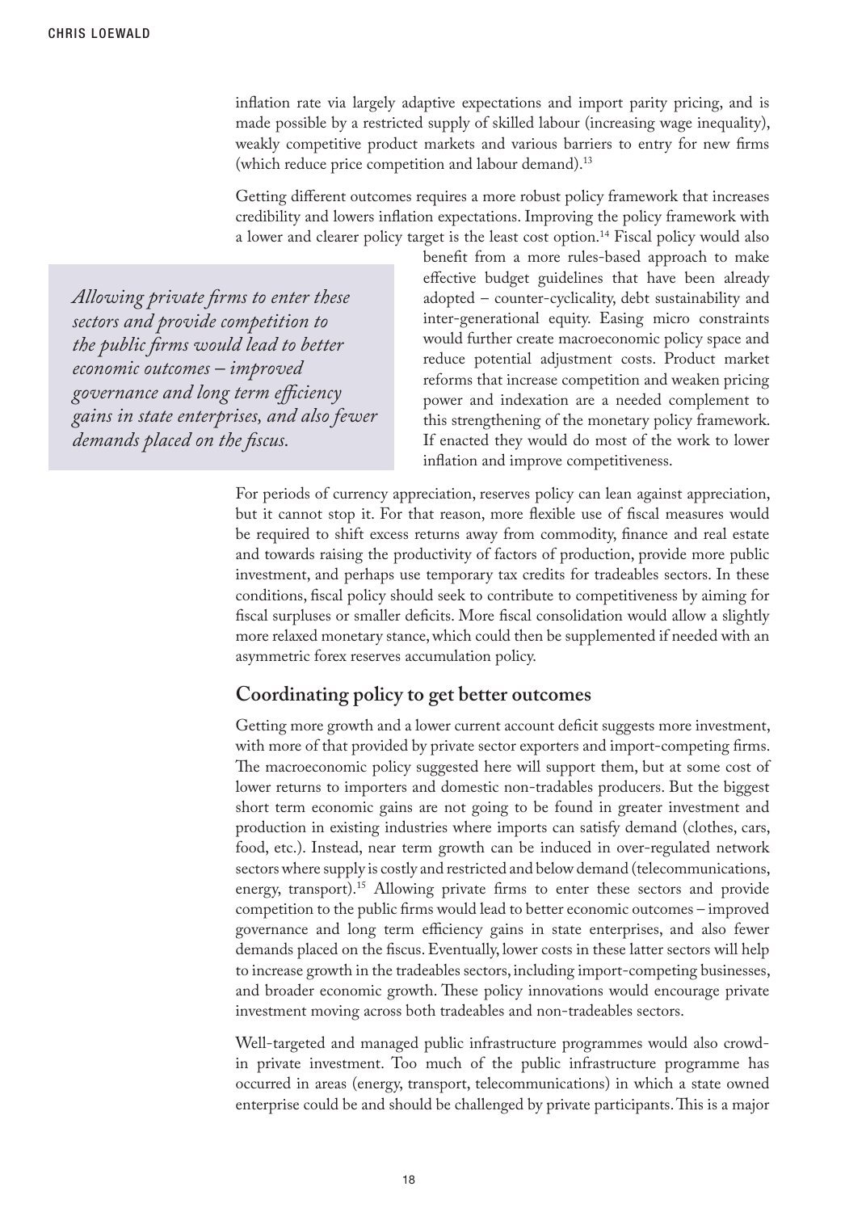inflation rate via largely adaptive expectations and import parity pricing, and is made possible by a restricted supply of skilled labour (increasing wage inequality), weakly competitive product markets and various barriers to entry for new firms (which reduce price competition and labour demand).[13]

Getting different outcomes requires a more robust policy framework that increases credibility and lowers inflation expectations. Improving the policy framework with a lower and clearer policy target is the least cost option.[14] Fiscal policy would also benefit from a more rules-based approach to make effective budget guidelines that have been already adopted – counter-cyclicality, debt sustainability and inter-generational equity. Easing micro constraints would further create macroeconomic policy space and reduce potential adjustment costs. Product market reforms that increase competition and weaken pricing power and indexation are a needed complement to this strengthening of the monetary policy framework. If enacted they would do most of the work to lower inflation and improve competitiveness.

> *Allowing private firms to enter these sectors and provide competition to the public firms would lead to better economic outcomes – improved governance and long term efficiency gains in state enterprises, and also fewer demands placed on the fiscus.*

For periods of currency appreciation, reserves policy can lean against appreciation, but it cannot stop it. For that reason, more flexible use of fiscal measures would be required to shift excess returns away from commodity, finance and real estate and towards raising the productivity of factors of production, provide more public investment, and perhaps use temporary tax credits for tradeables sectors. In these conditions, fiscal policy should seek to contribute to competitiveness by aiming for fiscal surpluses or smaller deficits. More fiscal consolidation would allow a slightly more relaxed monetary stance, which could then be supplemented if needed with an asymmetric forex reserves accumulation policy.

## Coordinating policy to get better outcomes

Getting more growth and a lower current account deficit suggests more investment, with more of that provided by private sector exporters and import-competing firms. The macroeconomic policy suggested here will support them, but at some cost of lower returns to importers and domestic non-tradables producers. But the biggest short term economic gains are not going to be found in greater investment and production in existing industries where imports can satisfy demand (clothes, cars, food, etc.). Instead, near term growth can be induced in over-regulated network sectors where supply is costly and restricted and below demand (telecommunications, energy, transport).[15] Allowing private firms to enter these sectors and provide competition to the public firms would lead to better economic outcomes – improved governance and long term efficiency gains in state enterprises, and also fewer demands placed on the fiscus. Eventually, lower costs in these latter sectors will help to increase growth in the tradeables sectors, including import-competing businesses, and broader economic growth. These policy innovations would encourage private investment moving across both tradeables and non-tradeables sectors.

Well-targeted and managed public infrastructure programmes would also crowd-in private investment. Too much of the public infrastructure programme has occurred in areas (energy, transport, telecommunications) in which a state owned enterprise could be and should be challenged by private participants. This is a major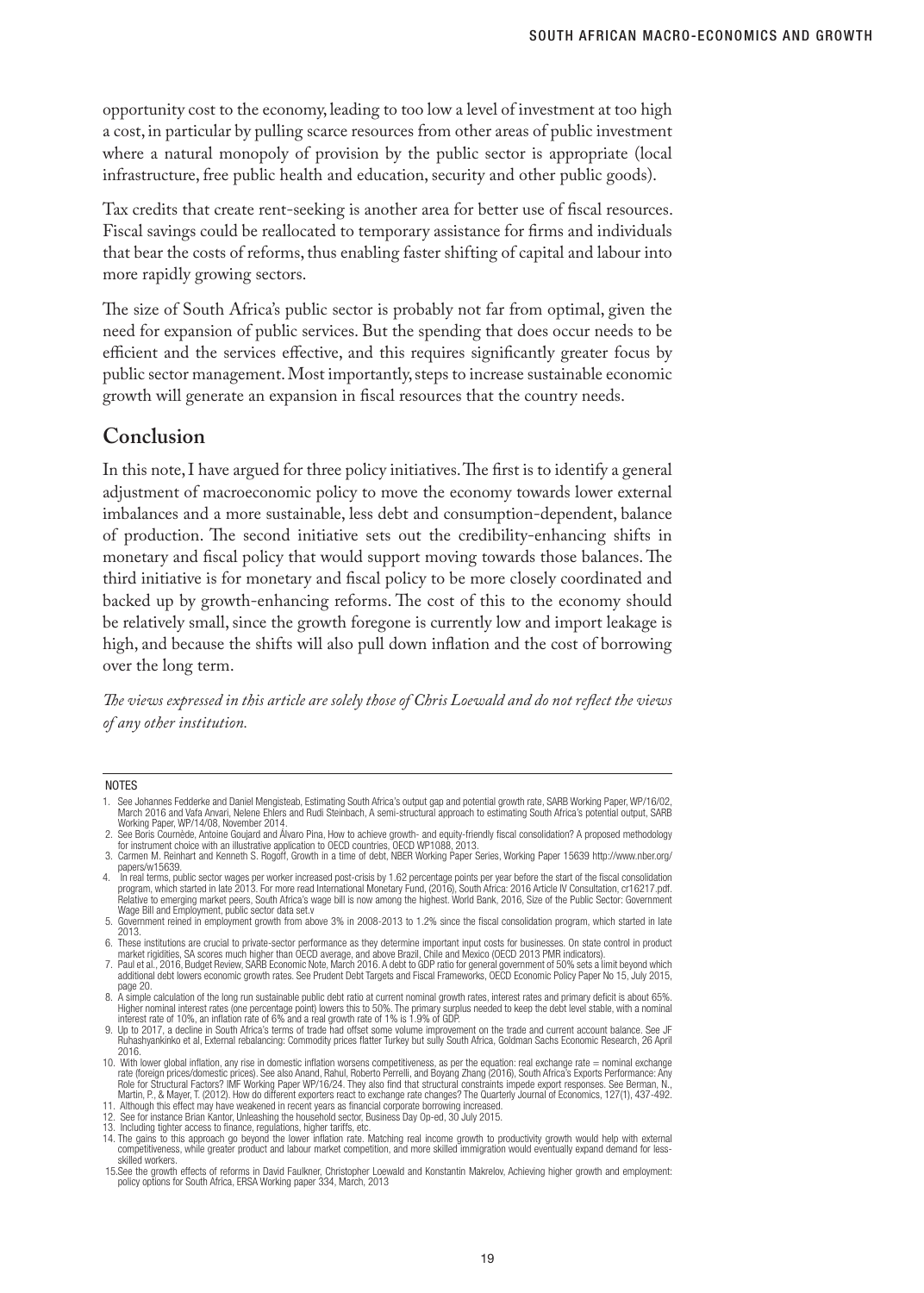opportunity cost to the economy, leading to too low a level of investment at too high a cost, in particular by pulling scarce resources from other areas of public investment where a natural monopoly of provision by the public sector is appropriate (local infrastructure, free public health and education, security and other public goods).

Tax credits that create rent-seeking is another area for better use of fiscal resources. Fiscal savings could be reallocated to temporary assistance for firms and individuals that bear the costs of reforms, thus enabling faster shifting of capital and labour into more rapidly growing sectors.

The size of South Africa's public sector is probably not far from optimal, given the need for expansion of public services. But the spending that does occur needs to be efficient and the services effective, and this requires significantly greater focus by public sector management. Most importantly, steps to increase sustainable economic growth will generate an expansion in fiscal resources that the country needs.

## Conclusion

In this note, I have argued for three policy initiatives. The first is to identify a general adjustment of macroeconomic policy to move the economy towards lower external imbalances and a more sustainable, less debt and consumption-dependent, balance of production. The second initiative sets out the credibility-enhancing shifts in monetary and fiscal policy that would support moving towards those balances. The third initiative is for monetary and fiscal policy to be more closely coordinated and backed up by growth-enhancing reforms. The cost of this to the economy should be relatively small, since the growth foregone is currently low and import leakage is high, and because the shifts will also pull down inflation and the cost of borrowing over the long term.

*The views expressed in this article are solely those of Chris Loewald and do not reflect the views of any other institution.*

---

NOTES

1. See Johannes Fedderke and Daniel Mengisteab, Estimating South Africa's output gap and potential growth rate, SARB Working Paper, WP/16/02, March 2016 and Vafa Anvari, Nelene Ehlers and Rudi Steinbach, A semi-structural approach to estimating South Africa's potential output, SARB Working Paper, WP/14/08, November 2014.
2. See Boris Cournède, Antoine Goujard and Álvaro Pina, How to achieve growth- and equity-friendly fiscal consolidation? A proposed methodology for instrument choice with an illustrative application to OECD countries, OECD WP1088, 2013.
3. Carmen M. Reinhart and Kenneth S. Rogoff, Growth in a time of debt, NBER Working Paper Series, Working Paper 15639 http://www.nber.org/papers/w15639.
4. In real terms, public sector wages per worker increased post-crisis by 1.62 percentage points per year before the start of the fiscal consolidation program, which started in late 2013. For more read International Monetary Fund, (2016), South Africa: 2016 Article IV Consultation, cr16217.pdf. Relative to emerging market peers, South Africa's wage bill is now among the highest. World Bank, 2016, Size of the Public Sector: Government Wage Bill and Employment, public sector data set.v
5. Government reined in employment growth from above 3% in 2008-2013 to 1.2% since the fiscal consolidation program, which started in late 2013.
6. These institutions are crucial to private-sector performance as they determine important input costs for businesses. On state control in product market rigidities, SA scores much higher than OECD average, and above Brazil, Chile and Mexico (OECD 2013 PMR indicators).
7. Paul et al., 2016, Budget Review, SARB Economic Note, March 2016. A debt to GDP ratio for general government of 50% sets a limit beyond which additional debt lowers economic growth rates. See Prudent Debt Targets and Fiscal Frameworks, OECD Economic Policy Paper No 15, July 2015, page 20.
8. A simple calculation of the long run sustainable public debt ratio at current nominal growth rates, interest rates and primary deficit is about 65%. Higher nominal interest rates (one percentage point) lowers this to 50%. The primary surplus needed to keep the debt level stable, with a nominal interest rate of 10%, an inflation rate of 6% and a real growth rate of 1% is 1.9% of GDP.
9. Up to 2017, a decline in South Africa's terms of trade had offset some volume improvement on the trade and current account balance. See JF Ruhashyankinko et al, External rebalancing: Commodity prices flatter Turkey but sully South Africa, Goldman Sachs Economic Research, 26 April 2016.
10. With lower global inflation, any rise in domestic inflation worsens competitiveness, as per the equation: real exchange rate = nominal exchange rate (foreign prices/domestic prices). See also Anand, Rahul, Roberto Perrelli, and Boyang Zhang (2016), South Africa's Exports Performance: Any Role for Structural Factors? IMF Working Paper WP/16/24. They also find that structural constraints impede export responses. See Berman, N., Martin, P., & Mayer, T. (2012). How do different exporters react to exchange rate changes? The Quarterly Journal of Economics, 127(1), 437-492.
11. Although this effect may have weakened in recent years as financial corporate borrowing increased.
12. See for instance Brian Kantor, Unleashing the household sector, Business Day Op-ed, 30 July 2015.
13. Including tighter access to finance, regulations, higher tariffs, etc.
14. The gains to this approach go beyond the lower inflation rate. Matching real income growth to productivity growth would help with external competitiveness, while greater product and labour market competition, and more skilled immigration would eventually expand demand for less-skilled workers.
15. See the growth effects of reforms in David Faulkner, Christopher Loewald and Konstantin Makrelov, Achieving higher growth and employment: policy options for South Africa, ERSA Working paper 334, March, 2013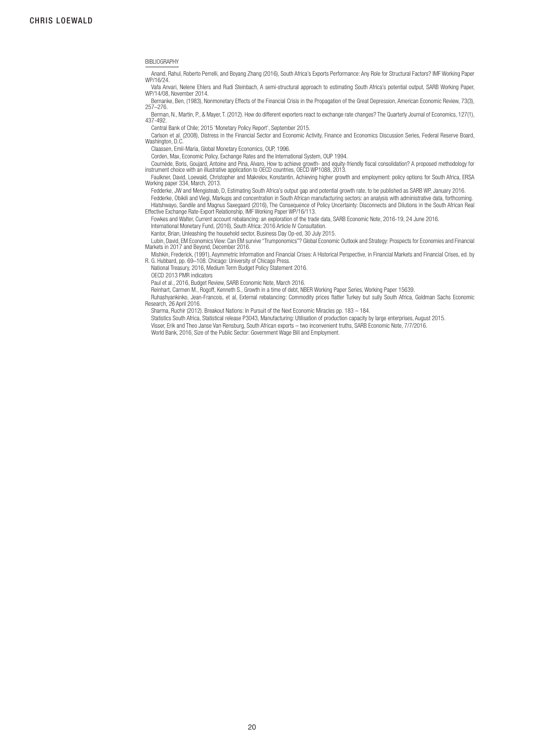## BIBLIOGRAPHY

Anand, Rahul, Roberto Perrelli, and Boyang Zhang (2016), South Africa's Exports Performance: Any Role for Structural Factors? IMF Working Paper WP/16/24.

Vafa Anvari, Nelene Ehlers and Rudi Steinbach, A semi-structural approach to estimating South Africa's potential output, SARB Working Paper, WP/14/08, November 2014.

Bernanke, Ben, (1983), Nonmonetary Effects of the Financial Crisis in the Propagation of the Great Depression, American Economic Review, 73(3), 257–276.

Berman, N., Martin, P., & Mayer, T. (2012). How do different exporters react to exchange rate changes? The Quarterly Journal of Economics, 127(1), 437-492.

Central Bank of Chile; 2015 'Monetary Policy Report', September 2015.

Carlson et al. (2008), Distress in the Financial Sector and Economic Activity, Finance and Economics Discussion Series, Federal Reserve Board, Washington, D.C.

Claassen, Emil-Maria, Global Monetary Economics, OUP, 1996.

Corden, Max, Economic Policy, Exchange Rates and the International System, OUP 1994.

Cournède, Boris, Goujard, Antoine and Pina, Alvaro, How to achieve growth- and equity-friendly fiscal consolidation? A proposed methodology for instrument choice with an illustrative application to OECD countries, OECD WP1088, 2013.

Faulkner, David, Loewald, Christopher and Makrelov, Konstantin, Achieving higher growth and employment: policy options for South Africa, ERSA Working paper 334, March, 2013.

Fedderke, JW and Mengisteab, D, Estimating South Africa's output gap and potential growth rate, to be published as SARB WP, January 2016.

Fedderke, Obikili and Viegi, Markups and concentration in South African manufacturing sectors: an analysis with administrative data, forthcoming.

Hlatshwayo, Sandile and Magnus Saxegaard (2016), The Consequence of Policy Uncertainty: Disconnects and Dilutions in the South African Real Effective Exchange Rate-Export Relationship, IMF Working Paper WP/16/113.

Fowkes and Walter, Current account rebalancing: an exploration of the trade data, SARB Economic Note, 2016-19, 24 June 2016.

International Monetary Fund, (2016), South Africa: 2016 Article IV Consultation.

Kantor, Brian, Unleashing the household sector, Business Day Op-ed, 30 July 2015.

Lubin, David, EM Economics View: Can EM survive "Trumponomics"? Global Economic Outlook and Strategy: Prospects for Economies and Financial Markets in 2017 and Beyond, December 2016.

Mishkin, Frederick, (1991), Asymmetric Information and Financial Crises: A Historical Perspective, in Financial Markets and Financial Crises, ed. by R. G. Hubbard, pp. 69–108. Chicago: University of Chicago Press.

National Treasury, 2016, Medium Term Budget Policy Statement 2016.

OECD 2013 PMR indicators

Paul et al., 2016, Budget Review, SARB Economic Note, March 2016.

Reinhart, Carmen M., Rogoff, Kenneth S., Growth in a time of debt, NBER Working Paper Series, Working Paper 15639.

Ruhashyankinko, Jean-Francois, et al, External rebalancing: Commodity prices flatter Turkey but sully South Africa, Goldman Sachs Economic Research, 26 April 2016.

Sharma, Ruchir (2012). Breakout Nations: In Pursuit of the Next Economic Miracles pp. 183 – 184.

Statistics South Africa, Statistical release P3043, Manufacturing: Utilisation of production capacity by large enterprises, August 2015.

Visser, Erik and Theo Janse Van Rensburg, South African exports – two inconvenient truths, SARB Economic Note, 7/7/2016.

World Bank, 2016, Size of the Public Sector: Government Wage Bill and Employment.